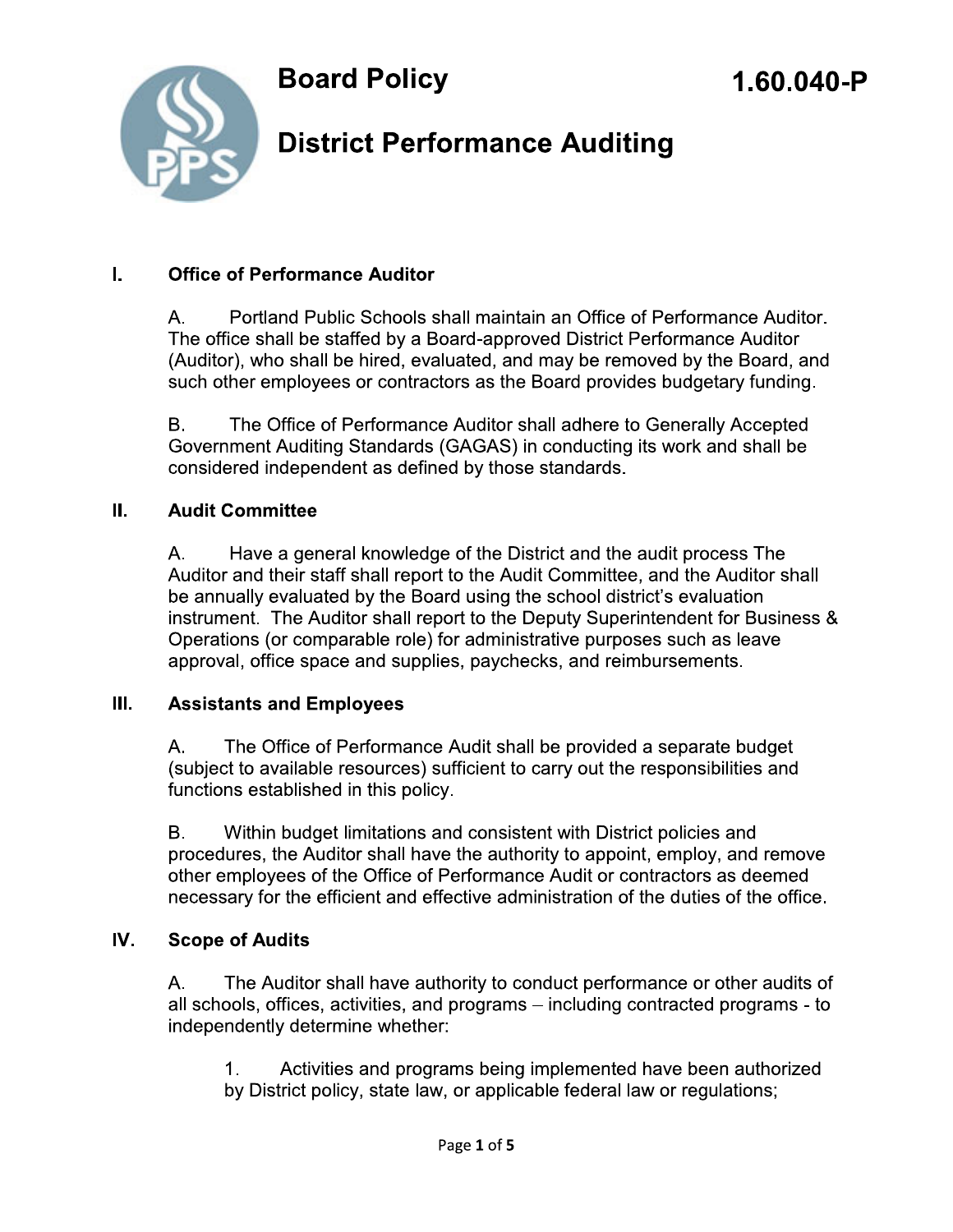# Board Policy

# District Performance Auditing

**1.60.040-P**

## I. Office of Performance Auditor

A. Portland Public Schools shall maintain an Office of Performance Auditor. The office shall be staffed by a Board-approved District Performance Auditor (Auditor), who shall be hired, evaluated, and may be removed by the Board, and such other employees or contractors as the Board provides budgetary funding.

B. The Office of Performance Auditor shall adhere to Generally Accepted Government Auditing Standards (GAGAS) in conducting its work and shall be considered independent as defined by those standards.

## II. Audit Committee

A. Have a general knowledge of the District and the audit process The Auditor and their staff shall report to the Audit Committee, and the Auditor shall be annually evaluated by the Board using the school district's evaluation instrument. The Auditor shall report to the Deputy Superintendent for Business & Operations (or comparable role) for administrative purposes such as leave approval, office space and supplies, paychecks, and reimbursements.

## III. Assistants and Employees

A. The Office of Performance Audit shall be provided a separate budget (subject to available resources) sufficient to carry out the responsibilities and functions established in this policy.

B. Within budget limitations and consistent with District policies and procedures, the Auditor shall have the authority to appoint, employ, and remove other employees of the Office of Performance Audit or contractors as deemed necessary for the efficient and effective administration of the duties of the office.

## IV. Scope of Audits

A. The Auditor shall have authority to conduct performance or other audits of all schools, offices, activities, and programs – including contracted programs - to independently determine whether:

1. Activities and programs being implemented have been authorized by District policy, state law, or applicable federal law or regulations;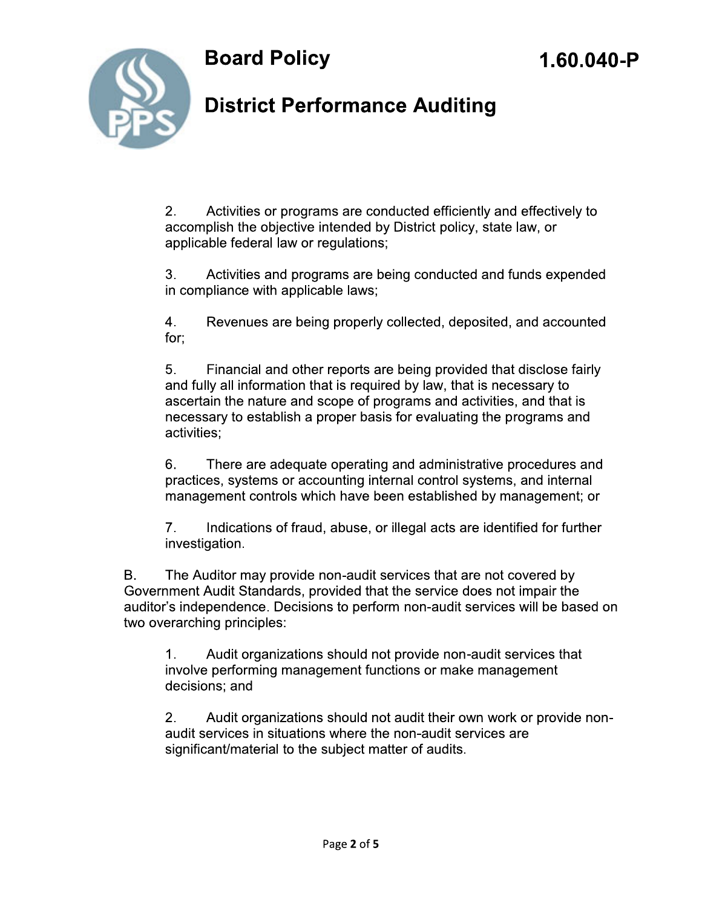2. Activities or programs are conducted efficiently and effectively to accomplish the objective intended by District policy, state law, or applicable federal law or regulations;

3. Activities and programs are being conducted and funds expended in compliance with applicable laws;

4. Revenues are being properly collected, deposited, and accounted for;

5. Financial and other reports are being provided that disclose fairly and fully all information that is required by law, that is necessary to ascertain the nature and scope of programs and activities, and that is necessary to establish a proper basis for evaluating the programs and activities;

6. There are adequate operating and administrative procedures and practices, systems or accounting internal control systems, and internal management controls which have been established by management; or

7. Indications of fraud, abuse, or illegal acts are identified for further investigation.

B. The Auditor may provide non-audit services that are not covered by Government Audit Standards, provided that the service does not impair the auditor's independence. Decisions to perform non-audit services will be based on two overarching principles:

1. Audit organizations should not provide non-audit services that involve performing management functions or make management decisions; and

2. Audit organizations should not audit their own work or provide non-audit services in situations where the non-audit services are significant/material to the subject matter of audits.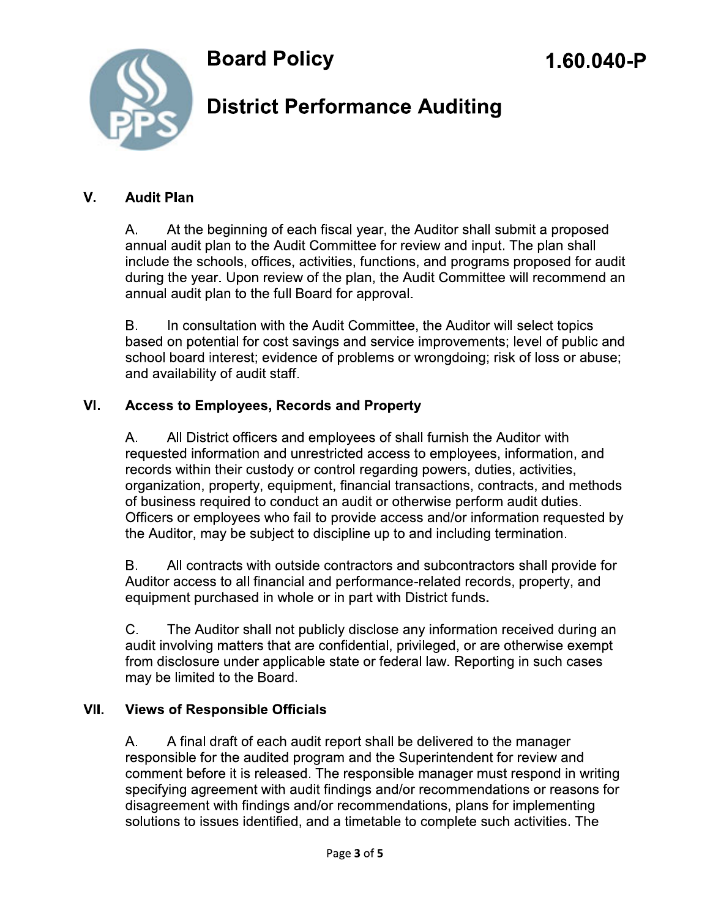## V. Audit Plan

A. At the beginning of each fiscal year, the Auditor shall submit a proposed annual audit plan to the Audit Committee for review and input. The plan shall include the schools, offices, activities, functions, and programs proposed for audit during the year. Upon review of the plan, the Audit Committee will recommend an annual audit plan to the full Board for approval.

B. In consultation with the Audit Committee, the Auditor will select topics based on potential for cost savings and service improvements; level of public and school board interest; evidence of problems or wrongdoing; risk of loss or abuse; and availability of audit staff.

## VI. Access to Employees, Records and Property

A. All District officers and employees of shall furnish the Auditor with requested information and unrestricted access to employees, information, and records within their custody or control regarding powers, duties, activities, organization, property, equipment, financial transactions, contracts, and methods of business required to conduct an audit or otherwise perform audit duties. Officers or employees who fail to provide access and/or information requested by the Auditor, may be subject to discipline up to and including termination.

B. All contracts with outside contractors and subcontractors shall provide for Auditor access to all financial and performance-related records, property, and equipment purchased in whole or in part with District funds.

C. The Auditor shall not publicly disclose any information received during an audit involving matters that are confidential, privileged, or are otherwise exempt from disclosure under applicable state or federal law. Reporting in such cases may be limited to the Board.

## VII. Views of Responsible Officials

A. A final draft of each audit report shall be delivered to the manager responsible for the audited program and the Superintendent for review and comment before it is released. The responsible manager must respond in writing specifying agreement with audit findings and/or recommendations or reasons for disagreement with findings and/or recommendations, plans for implementing solutions to issues identified, and a timetable to complete such activities. The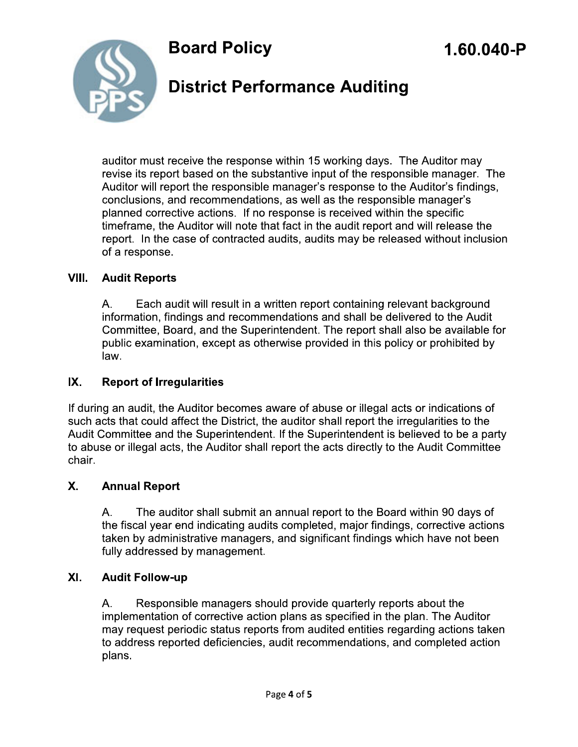auditor must receive the response within 15 working days. The Auditor may revise its report based on the substantive input of the responsible manager. The Auditor will report the responsible manager's response to the Auditor's findings, conclusions, and recommendations, as well as the responsible manager's planned corrective actions. If no response is received within the specific timeframe, the Auditor will note that fact in the audit report and will release the report. In the case of contracted audits, audits may be released without inclusion of a response.

## VIII. Audit Reports

A. Each audit will result in a written report containing relevant background information, findings and recommendations and shall be delivered to the Audit Committee, Board, and the Superintendent. The report shall also be available for public examination, except as otherwise provided in this policy or prohibited by law.

## IX. Report of Irregularities

If during an audit, the Auditor becomes aware of abuse or illegal acts or indications of such acts that could affect the District, the auditor shall report the irregularities to the Audit Committee and the Superintendent. If the Superintendent is believed to be a party to abuse or illegal acts, the Auditor shall report the acts directly to the Audit Committee chair.

## X. Annual Report

A. The auditor shall submit an annual report to the Board within 90 days of the fiscal year end indicating audits completed, major findings, corrective actions taken by administrative managers, and significant findings which have not been fully addressed by management.

## XI. Audit Follow-up

A. Responsible managers should provide quarterly reports about the implementation of corrective action plans as specified in the plan. The Auditor may request periodic status reports from audited entities regarding actions taken to address reported deficiencies, audit recommendations, and completed action plans.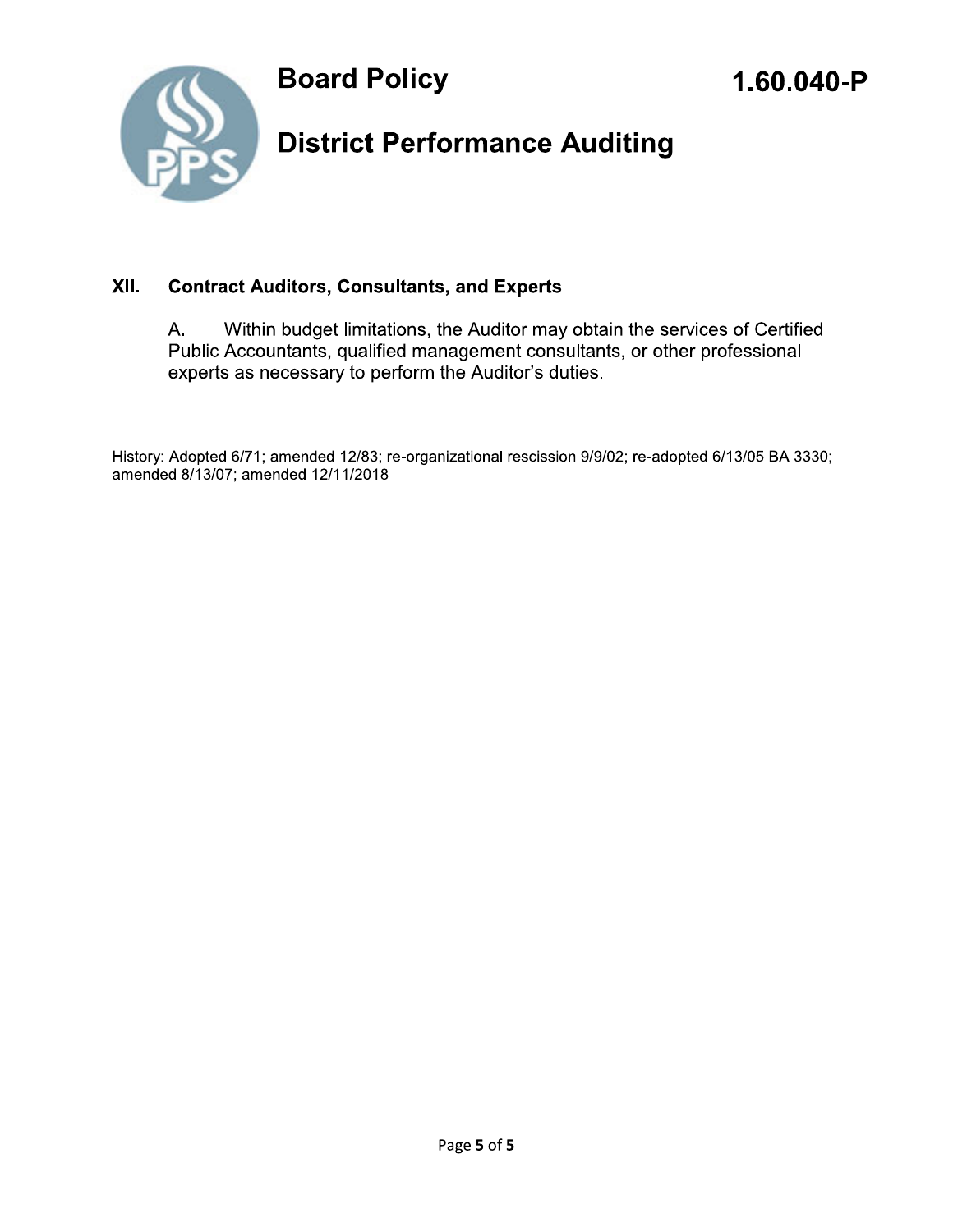## XII. Contract Auditors, Consultants, and Experts

A. Within budget limitations, the Auditor may obtain the services of Certified Public Accountants, qualified management consultants, or other professional experts as necessary to perform the Auditor's duties.

History: Adopted 6/71; amended 12/83; re-organizational rescission 9/9/02; re-adopted 6/13/05 BA 3330; amended 8/13/07; amended 12/11/2018